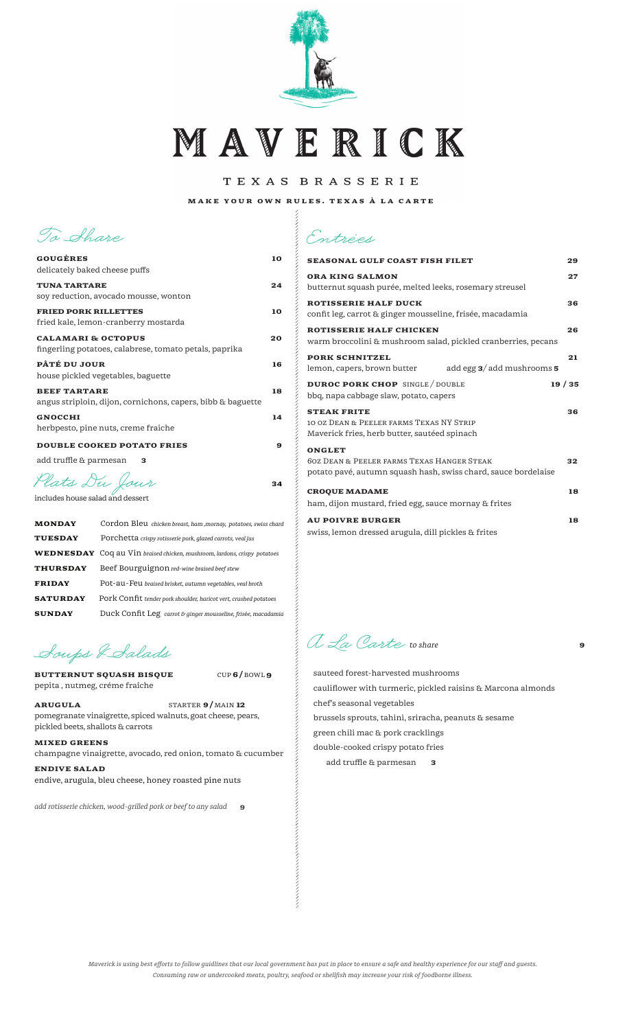# MAVERICK

## TEXAS BRASSERIE

**MAKE YOUR OWN RULES. TEXAS À LA CARTE**

## To Share

**GOUGÈRES** — 10
delicately baked cheese puffs

**TUNA TARTARE** — 24
soy reduction, avocado mousse, wonton

**FRIED PORK RILLETTES** — 10
fried kale, lemon-cranberry mostarda

**CALAMARI & OCTOPUS** — 20
fingerling potatoes, calabrese, tomato petals, paprika

**PÂTÉ DU JOUR** — 16
house pickled vegetables, baguette

**BEEF TARTARE** — 18
angus striploin, dijon, cornichons, capers, bibb & baguette

**GNOCCHI** — 14
herbpesto, pine nuts, creme fraiche

**DOUBLE COOKED POTATO FRIES** — 9
add truffle & parmesan **3**

## Plats Du Jour — 34

includes house salad and dessert

| | |
|---|---|
| **MONDAY** | Cordon Bleu *chicken breast, ham ,mornay, potatoes, swiss chard* |
| **TUESDAY** | Porchetta *crispy rotisserie pork, glazed carrots, veal jus* |
| **WEDNESDAY** | Coq au Vin *braised chicken, mushroom, lardons, crispy potatoes* |
| **THURSDAY** | Beef Bourguignon *red-wine braised beef stew* |
| **FRIDAY** | Pot-au-Feu *braised brisket, autumn vegetables, veal broth* |
| **SATURDAY** | Pork Confit *tender pork shoulder, haricot vert, crushed potatoes* |
| **SUNDAY** | Duck Confit Leg *carrot & ginger mousseline, frisée, macadamia* |

## Soups & Salads

**BUTTERNUT SQUASH BISQUE** — CUP **6** / BOWL **9**
pepita , nutmeg, créme fraîche

**ARUGULA** — STARTER **9** / MAIN **12**
pomegranate vinaigrette, spiced walnuts, goat cheese, pears, pickled beets, shallots & carrots

**MIXED GREENS**
champagne vinaigrette, avocado, red onion, tomato & cucumber

**ENDIVE SALAD**
endive, arugula, bleu cheese, honey roasted pine nuts

*add rotisserie chicken, wood-grilled pork or beef to any salad* **9**

## Entrées

**SEASONAL GULF COAST FISH FILET** — 29

**ORA KING SALMON** — 27
butternut squash purée, melted leeks, rosemary streusel

**ROTISSERIE HALF DUCK** — 36
confit leg, carrot & ginger mousseline, frisée, macadamia

**ROTISSERIE HALF CHICKEN** — 26
warm broccolini & mushroom salad, pickled cranberries, pecans

**PORK SCHNITZEL** — 21
lemon, capers, brown butter — add egg **3**/ add mushrooms **5**

**DUROC PORK CHOP** SINGLE / DOUBLE — 19 / 35
bbq, napa cabbage slaw, potato, capers

**STEAK FRITE** — 36
10 OZ DEAN & PEELER FARMS TEXAS NY STRIP
Maverick fries, herb butter, sautéed spinach

**ONGLET** — 32
6OZ DEAN & PEELER FARMS TEXAS HANGER STEAK
potato pavé, autumn squash hash, swiss chard, sauce bordelaise

**CROQUE MADAME** — 18
ham, dijon mustard, fried egg, sauce mornay & frites

**AU POIVRE BURGER** — 18
swiss, lemon dressed arugula, dill pickles & frites

## A La Carte *to share* — 9

- sauteed forest-harvested mushrooms
- cauliflower with turmeric, pickled raisins & Marcona almonds
- chef's seasonal vegetables
- brussels sprouts, tahini, sriracha, peanuts & sesame
- green chili mac & pork cracklings
- double-cooked crispy potato fries
  - add truffle & parmesan **3**

*Maverick is using best efforts to follow guidlines that our local government has put in place to ensure a safe and healthy experience for our staff and guests. Consuming raw or undercooked meats, poultry, seafood or shellfish may increase your risk of foodborne illness.*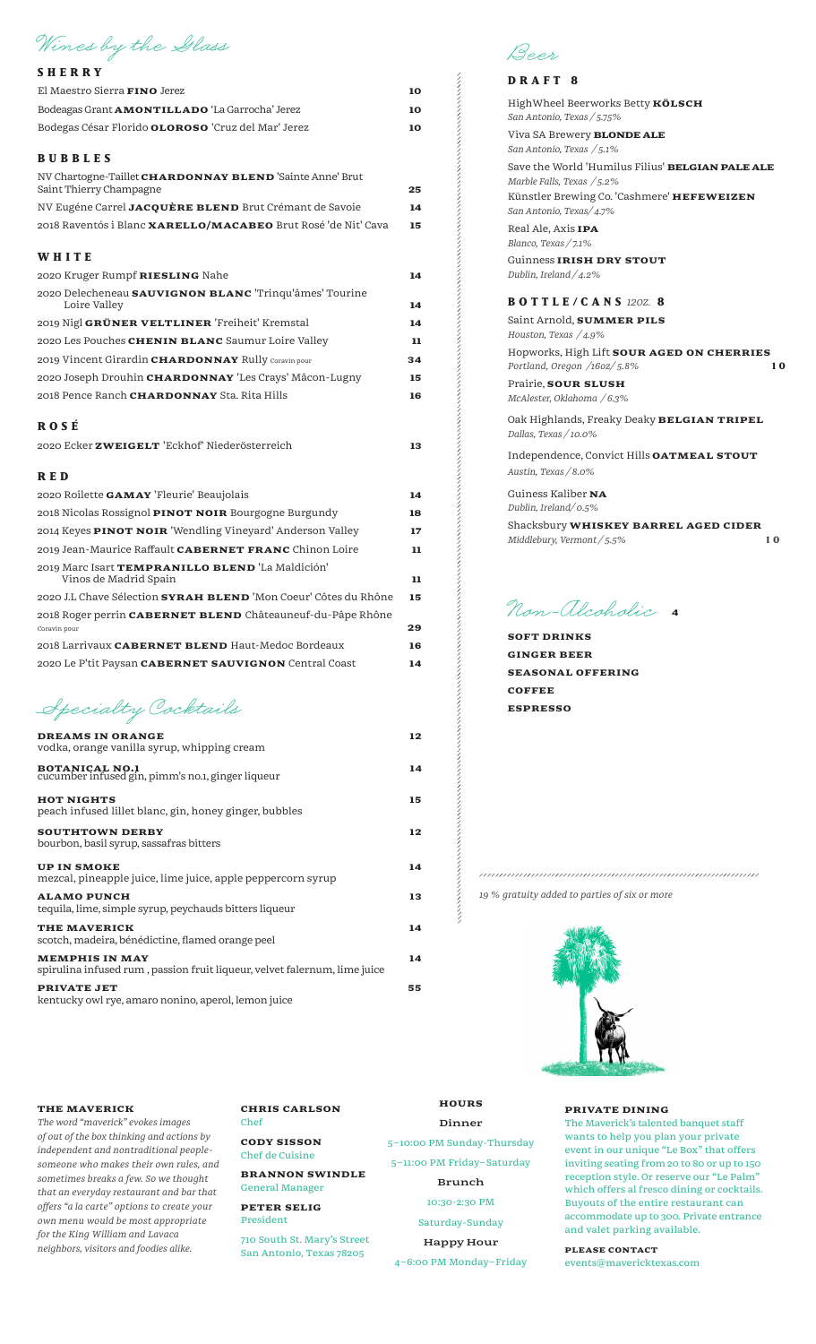# Wines by the Glass

## SHERRY

| | |
|---|---|
| El Maestro Sierra **FINO** Jerez | 10 |
| Bodegas Grant **AMONTILLADO** 'La Garrocha' Jerez | 10 |
| Bodegas César Florido **OLOROSO** 'Cruz del Mar' Jerez | 10 |

## BUBBLES

| | |
|---|---|
| NV Chartogne-Taillet **CHARDONNAY BLEND** 'Sainte Anne' Brut Saint Thierry Champagne | 25 |
| NV Eugéne Carrel **JACQUÈRE BLEND** Brut Crémant de Savoie | 14 |
| 2018 Raventós i Blanc **XARELLO/MACABEO** Brut Rosé 'de Nit' Cava | 15 |

## WHITE

| | |
|---|---|
| 2020 Kruger Rumpf **RIESLING** Nahe | 14 |
| 2020 Delecheneau **SAUVIGNON BLANC** 'Trinqu'âmes' Tourine Loire Valley | 14 |
| 2019 Nigl **GRÜNER VELTLINER** 'Freiheit' Kremstal | 14 |
| 2020 Les Pouches **CHENIN BLANC** Saumur Loire Valley | 11 |
| 2019 Vincent Girardin **CHARDONNAY** Rully Coravin pour | 34 |
| 2020 Joseph Drouhin **CHARDONNAY** 'Les Crays' Mâcon-Lugny | 15 |
| 2018 Pence Ranch **CHARDONNAY** Sta. Rita Hills | 16 |

## ROSÉ

| | |
|---|---|
| 2020 Ecker **ZWEIGELT** 'Eckhof' Niederösterreich | 13 |

## RED

| | |
|---|---|
| 2020 Roilette **GAMAY** 'Fleurie' Beaujolais | 14 |
| 2018 Nicolas Rossignol **PINOT NOIR** Bourgogne Burgundy | 18 |
| 2014 Keyes **PINOT NOIR** 'Wendling Vineyard' Anderson Valley | 17 |
| 2019 Jean-Maurice Raffault **CABERNET FRANC** Chinon Loire | 11 |
| 2019 Marc Isart **TEMPRANILLO BLEND** 'La Maldición' Vinos de Madrid Spain | 11 |
| 2020 J.L Chave Sélection **SYRAH BLEND** 'Mon Coeur' Côtes du Rhône | 15 |
| 2018 Roger perrin **CABERNET BLEND** Châteauneuf-du-Pâpe Rhône Coravin pour | 29 |
| 2018 Larrivaux **CABERNET BLEND** Haut-Medoc Bordeaux | 16 |
| 2020 Le P'tit Paysan **CABERNET SAUVIGNON** Central Coast | 14 |

# Specialty Cocktails

| | |
|---|---|
| **DREAMS IN ORANGE** vodka, orange vanilla syrup, whipping cream | 12 |
| **BOTANICAL NO.1** cucumber infused gin, pimm's no.1, ginger liqueur | 14 |
| **HOT NIGHTS** peach infused lillet blanc, gin, honey ginger, bubbles | 15 |
| **SOUTHTOWN DERBY** bourbon, basil syrup, sassafras bitters | 12 |
| **UP IN SMOKE** mezcal, pineapple juice, lime juice, apple peppercorn syrup | 14 |
| **ALAMO PUNCH** tequila, lime, simple syrup, peychauds bitters liqueur | 13 |
| **THE MAVERICK** scotch, madeira, bénédictine, flamed orange peel | 14 |
| **MEMPHIS IN MAY** spirulina infused rum , passion fruit liqueur, velvet falernum, lime juice | 14 |
| **PRIVATE JET** kentucky owl rye, amaro nonino, aperol, lemon juice | 55 |

# Beer

## DRAFT 8

HighWheel Beerworks Betty **KÖLSCH**
*San Antonio, Texas / 5.75%*

Viva SA Brewery **BLONDE ALE**
*San Antonio, Texas / 5.1%*

Save the World 'Humilus Filius' **BELGIAN PALE ALE**
*Marble Falls, Texas / 5.2%*

Künstler Brewing Co. 'Cashmere' **HEFEWEIZEN**
*San Antonio, Texas/ 4.7%*

Real Ale, Axis **IPA**
*Blanco, Texas / 7.1%*

Guinness **IRISH DRY STOUT**
*Dublin, Ireland / 4.2%*

## BOTTLE/CANS *12OZ.* 8

Saint Arnold, **SUMMER PILS**
*Houston, Texas / 4.9%*

Hopworks, High Lift **SOUR AGED ON CHERRIES** — 10
*Portland, Oregon /16oz/ 5.8%*

Prairie, **SOUR SLUSH**
*McAlester, Oklahoma / 6.3%*

Oak Highlands, Freaky Deaky **BELGIAN TRIPEL**
*Dallas, Texas / 10.0%*

Independence, Convict Hills **OATMEAL STOUT**
*Austin, Texas / 8.0%*

Guiness Kaliber **NA**
*Dublin, Ireland/ 0.5%*

Shacksbury **WHISKEY BARREL AGED CIDER** — 10
*Middlebury, Vermont / 5.5%*

# Non-Alcoholic 4

**SOFT DRINKS**
**GINGER BEER**
**SEASONAL OFFERING**
**COFFEE**
**ESPRESSO**

*19 % gratuity added to parties of six or more*

### THE MAVERICK

*The word "maverick" evokes images of out of the box thinking and actions by independent and nontraditional people-someone who makes their own rules, and sometimes breaks a few. So we thought that an everyday restaurant and bar that offers "a la carte" options to create your own menu would be most appropriate for the King William and Lavaca neighbors, visitors and foodies alike.*

**CHRIS CARLSON**
Chef

**CODY SISSON**
Chef de Cuisine

**BRANNON SWINDLE**
General Manager

**PETER SELIG**
President

710 South St. Mary's Street
San Antonio, Texas 78205

### HOURS

**Dinner**
5–10:00 PM Sunday-Thursday
5–11:00 PM Friday–Saturday

**Brunch**
10:30-2:30 PM
Saturday-Sunday

**Happy Hour**
4–6:00 PM Monday–Friday

### PRIVATE DINING

The Maverick's talented banquet staff wants to help you plan your private event in our unique "Le Box" that offers inviting seating from 20 to 80 or up to 150 reception style. Or reserve our "Le Palm" which offers al fresco dining or cocktails. Buyouts of the entire restaurant can accommodate up to 300. Private entrance and valet parking available.

**PLEASE CONTACT**
events@mavericktexas.com